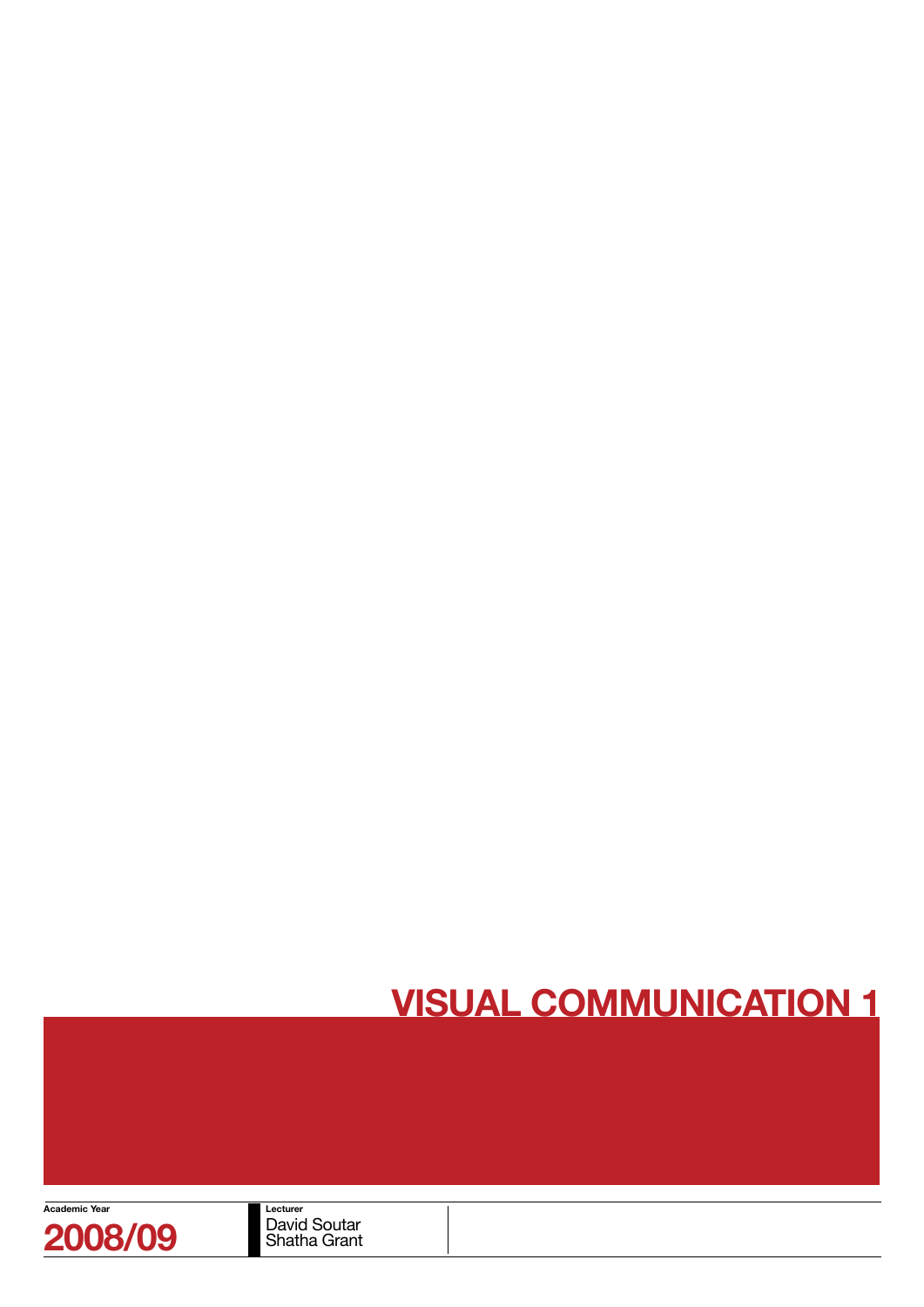# VISUAL COMMUNICATION 1

**Academic Year**

**2008/09**

**Lecturer**

David Soutar
Shatha Grant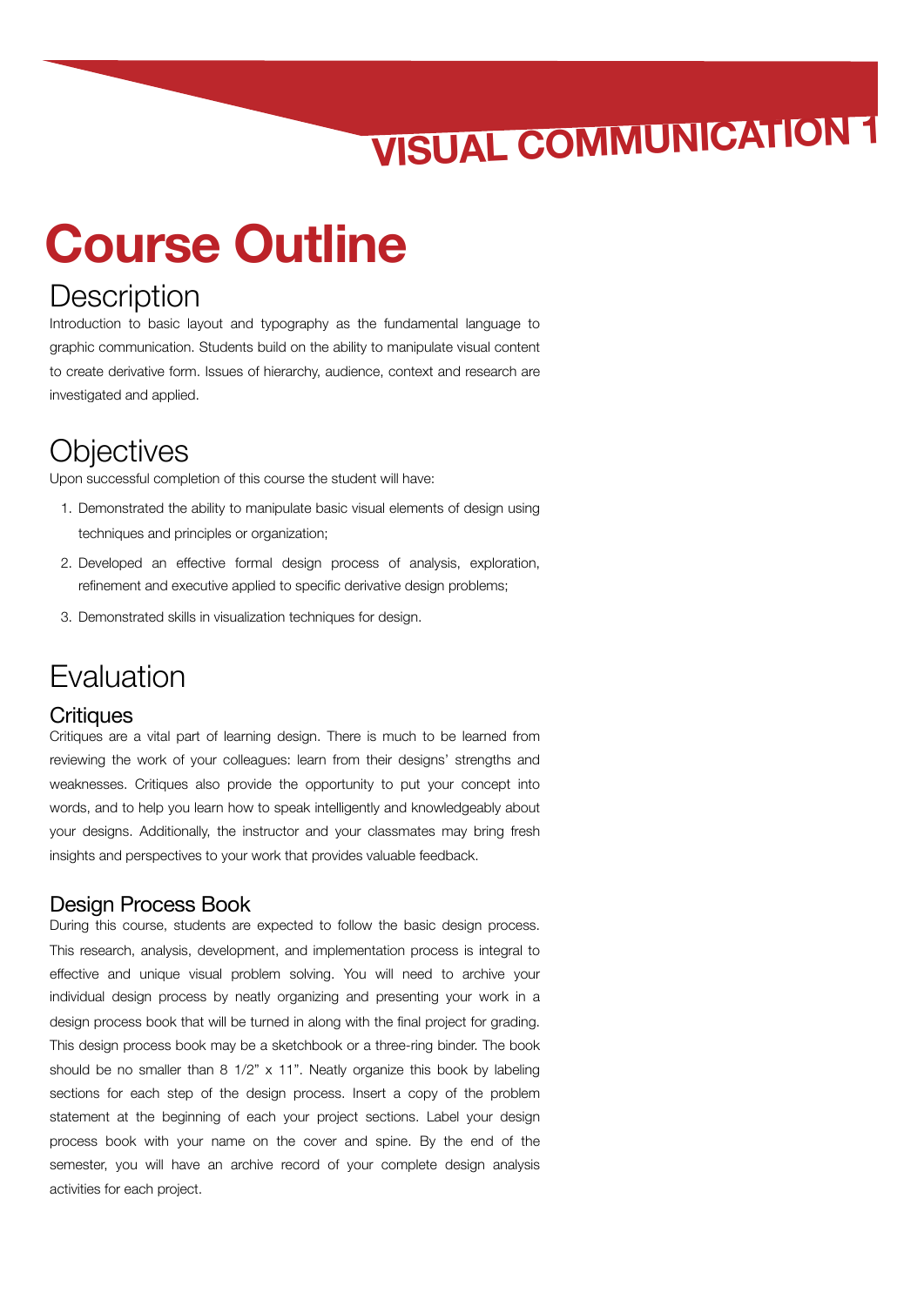# Course Outline

## Description

Introduction to basic layout and typography as the fundamental language to graphic communication. Students build on the ability to manipulate visual content to create derivative form. Issues of hierarchy, audience, context and research are investigated and applied.

## Objectives

Upon successful completion of this course the student will have:

1. Demonstrated the ability to manipulate basic visual elements of design using techniques and principles or organization;
2. Developed an effective formal design process of analysis, exploration, refinement and executive applied to specific derivative design problems;
3. Demonstrated skills in visualization techniques for design.

## Evaluation

### Critiques

Critiques are a vital part of learning design. There is much to be learned from reviewing the work of your colleagues: learn from their designs' strengths and weaknesses. Critiques also provide the opportunity to put your concept into words, and to help you learn how to speak intelligently and knowledgeably about your designs. Additionally, the instructor and your classmates may bring fresh insights and perspectives to your work that provides valuable feedback.

### Design Process Book

During this course, students are expected to follow the basic design process. This research, analysis, development, and implementation process is integral to effective and unique visual problem solving. You will need to archive your individual design process by neatly organizing and presenting your work in a design process book that will be turned in along with the final project for grading. This design process book may be a sketchbook or a three-ring binder. The book should be no smaller than 8 1/2" x 11". Neatly organize this book by labeling sections for each step of the design process. Insert a copy of the problem statement at the beginning of each your project sections. Label your design process book with your name on the cover and spine. By the end of the semester, you will have an archive record of your complete design analysis activities for each project.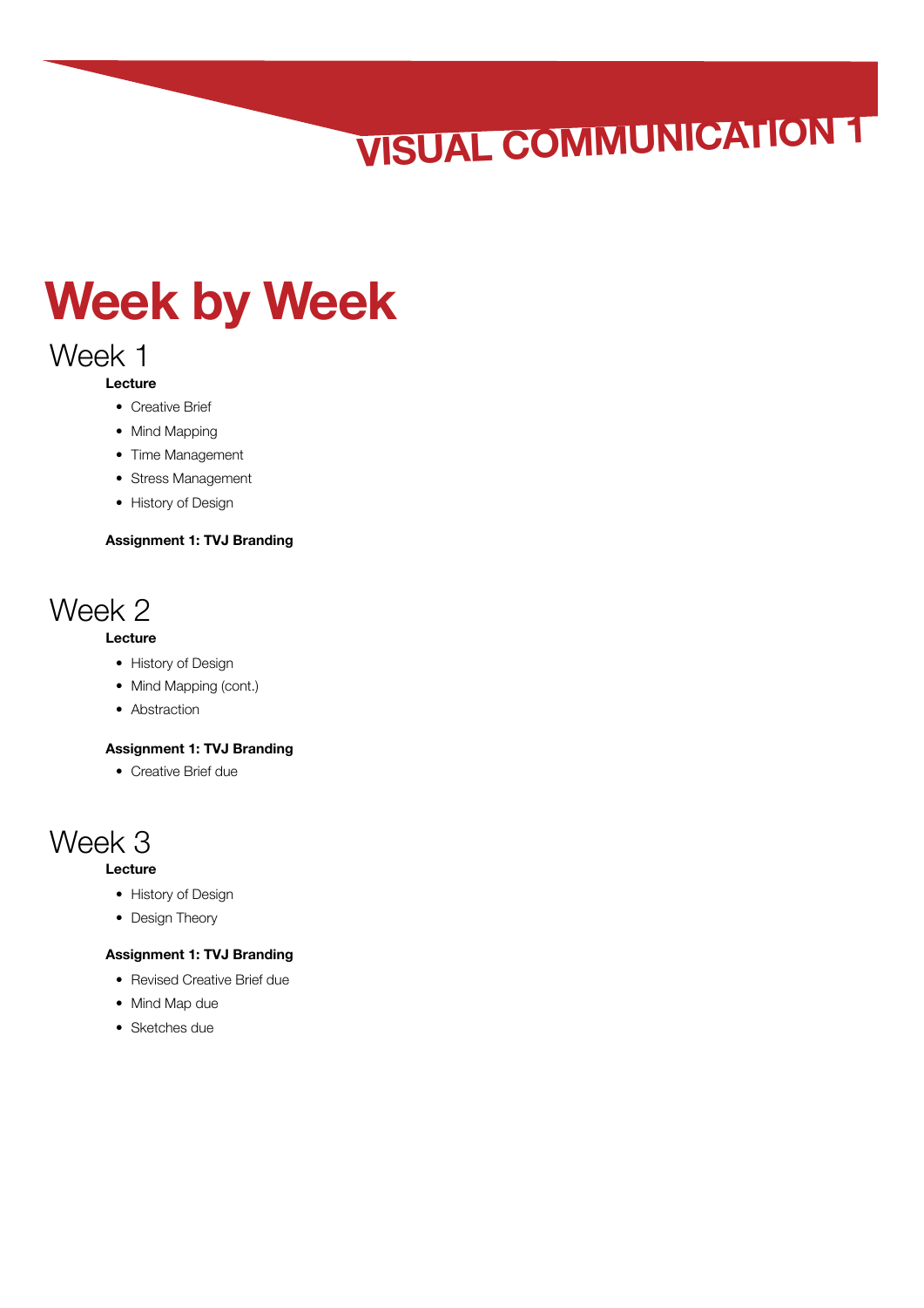# Week by Week

## Week 1

**Lecture**

- Creative Brief
- Mind Mapping
- Time Management
- Stress Management
- History of Design

**Assignment 1: TVJ Branding**

## Week 2

**Lecture**

- History of Design
- Mind Mapping (cont.)
- Abstraction

**Assignment 1: TVJ Branding**

- Creative Brief due

## Week 3

**Lecture**

- History of Design
- Design Theory

**Assignment 1: TVJ Branding**

- Revised Creative Brief due
- Mind Map due
- Sketches due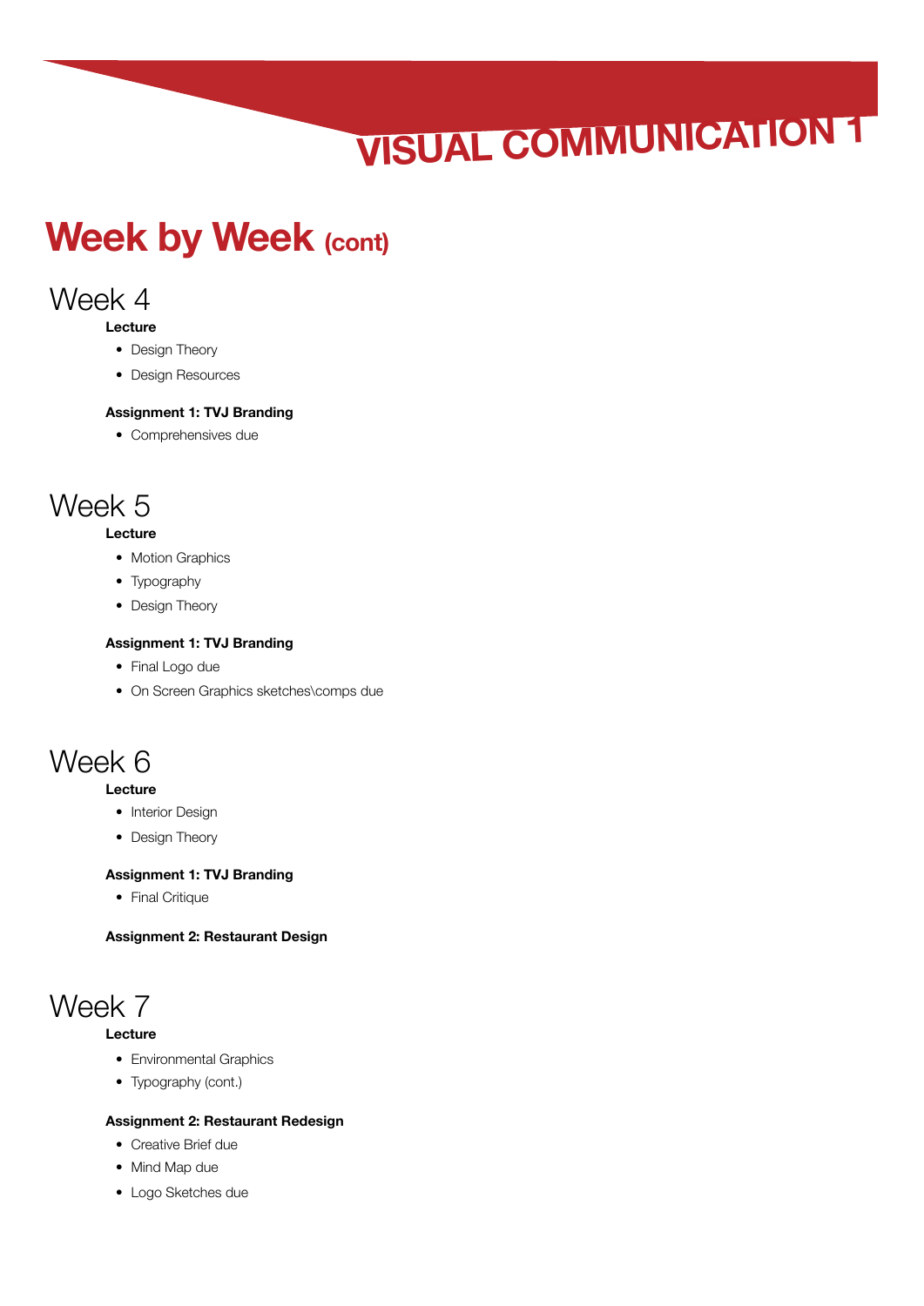# VISUAL COMMUNICATION 1

## Week by Week (cont)

### Week 4

**Lecture**

- Design Theory
- Design Resources

**Assignment 1: TVJ Branding**

- Comprehensives due

### Week 5

**Lecture**

- Motion Graphics
- Typography
- Design Theory

**Assignment 1: TVJ Branding**

- Final Logo due
- On Screen Graphics sketches\comps due

### Week 6

**Lecture**

- Interior Design
- Design Theory

**Assignment 1: TVJ Branding**

- Final Critique

**Assignment 2: Restaurant Design**

### Week 7

**Lecture**

- Environmental Graphics
- Typography (cont.)

**Assignment 2: Restaurant Redesign**

- Creative Brief due
- Mind Map due
- Logo Sketches due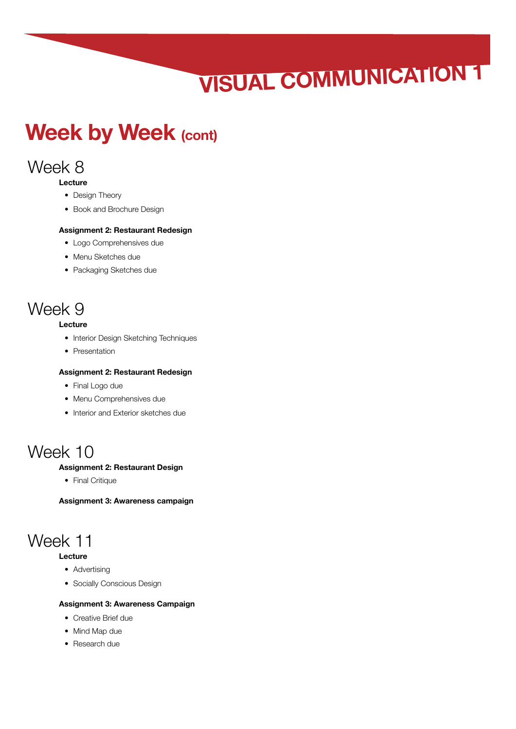# Week by Week (cont)

## Week 8

**Lecture**

- Design Theory
- Book and Brochure Design

**Assignment 2: Restaurant Redesign**

- Logo Comprehensives due
- Menu Sketches due
- Packaging Sketches due

## Week 9

**Lecture**

- Interior Design Sketching Techniques
- Presentation

**Assignment 2: Restaurant Redesign**

- Final Logo due
- Menu Comprehensives due
- Interior and Exterior sketches due

## Week 10

**Assignment 2: Restaurant Design**

- Final Critique

**Assignment 3: Awareness campaign**

## Week 11

**Lecture**

- Advertising
- Socially Conscious Design

**Assignment 3: Awareness Campaign**

- Creative Brief due
- Mind Map due
- Research due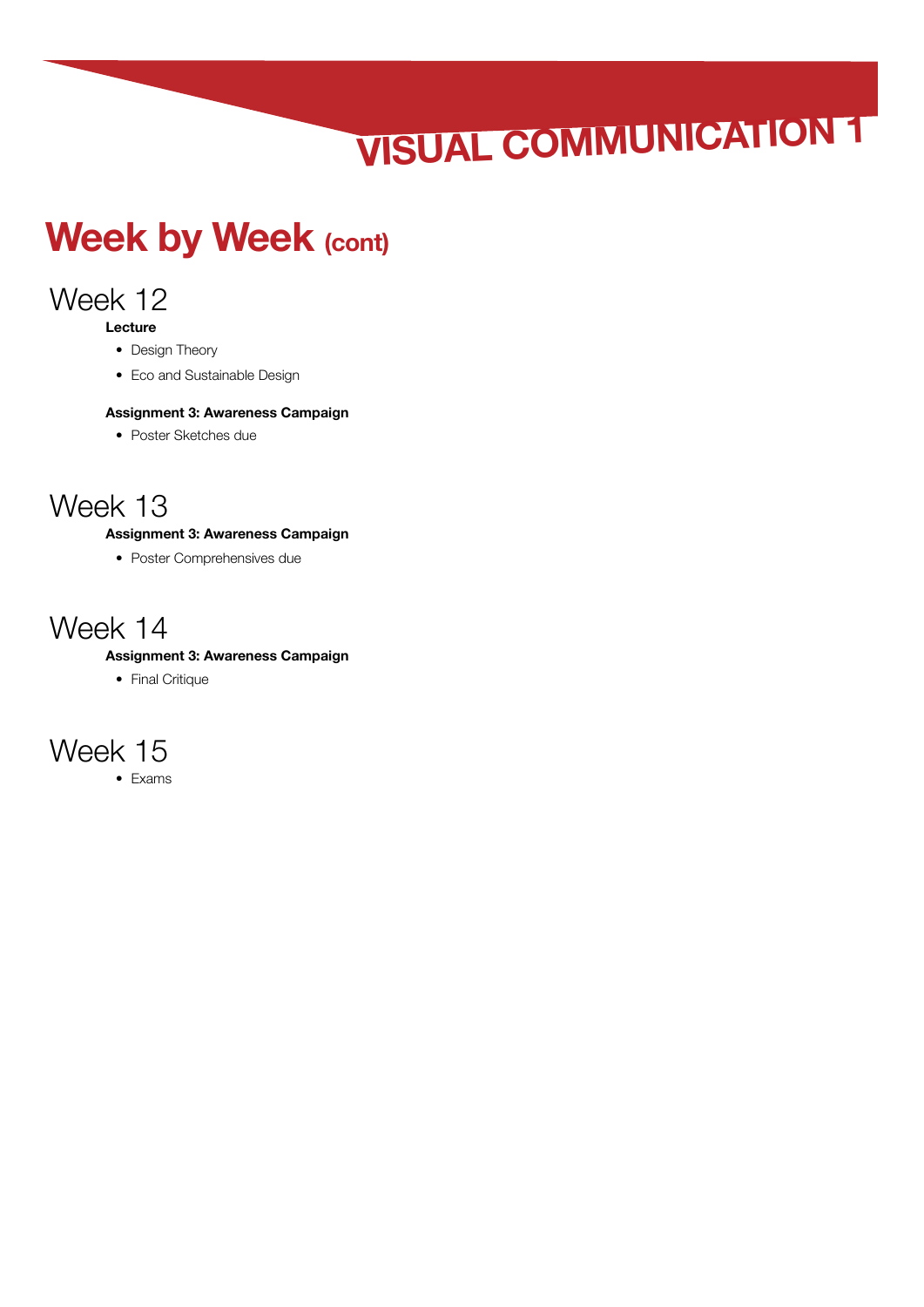# Week by Week (cont)

## Week 12

**Lecture**

- Design Theory
- Eco and Sustainable Design

**Assignment 3: Awareness Campaign**

- Poster Sketches due

## Week 13

**Assignment 3: Awareness Campaign**

- Poster Comprehensives due

## Week 14

**Assignment 3: Awareness Campaign**

- Final Critique

## Week 15

- Exams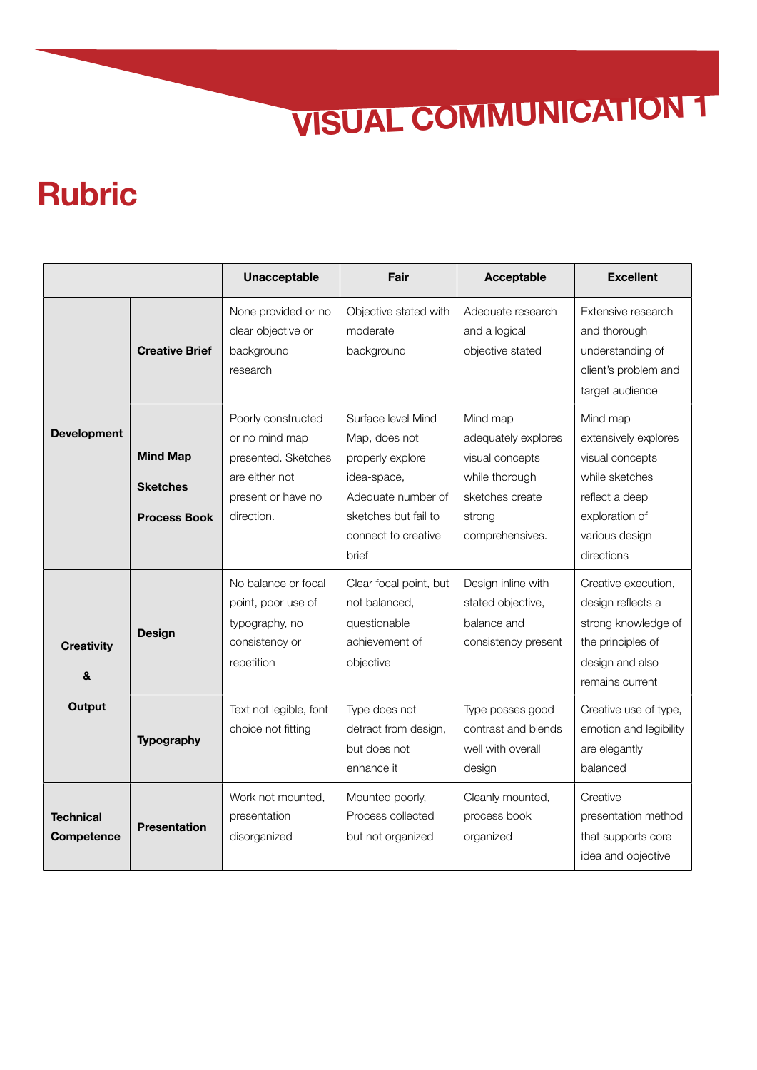# VISUAL COMMUNICATION 1

## Rubric

| | | Unacceptable | Fair | Acceptable | Excellent |
|---|---|---|---|---|---|
| **Development** | **Creative Brief** | None provided or no clear objective or background research | Objective stated with moderate background | Adequate research and a logical objective stated | Extensive research and thorough understanding of client's problem and target audience |
| | **Mind Map** **Sketches** **Process Book** | Poorly constructed or no mind map presented. Sketches are either not present or have no direction. | Surface level Mind Map, does not properly explore idea-space, Adequate number of sketches but fail to connect to creative brief | Mind map adequately explores visual concepts while thorough sketches create strong comprehensives. | Mind map extensively explores visual concepts while sketches reflect a deep exploration of various design directions |
| **Creativity & Output** | **Design** | No balance or focal point, poor use of typography, no consistency or repetition | Clear focal point, but not balanced, questionable achievement of objective | Design inline with stated objective, balance and consistency present | Creative execution, design reflects a strong knowledge of the principles of design and also remains current |
| | **Typography** | Text not legible, font choice not fitting | Type does not detract from design, but does not enhance it | Type posses good contrast and blends well with overall design | Creative use of type, emotion and legibility are elegantly balanced |
| **Technical Competence** | **Presentation** | Work not mounted, presentation disorganized | Mounted poorly, Process collected but not organized | Cleanly mounted, process book organized | Creative presentation method that supports core idea and objective |